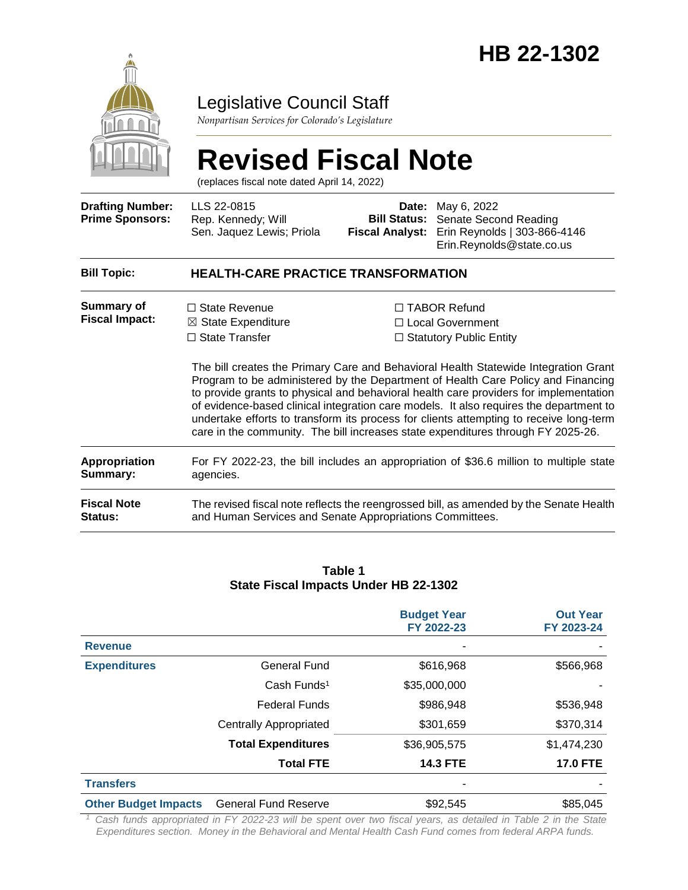# HB 22-1302

## Legislative Council Staff

*Nonpartisan Services for Colorado's Legislature*

# Revised Fiscal Note

(replaces fiscal note dated April 14, 2022)

| | | | |
|---|---|---|---|
| **Drafting Number:** | LLS 22-0815 | **Date:** | May 6, 2022 |
| **Prime Sponsors:** | Rep. Kennedy; Will<br>Sen. Jaquez Lewis; Priola | **Bill Status:** | Senate Second Reading |
| | | **Fiscal Analyst:** | Erin Reynolds \| 303-866-4146<br>Erin.Reynolds@state.co.us |

**Bill Topic:** **HEALTH-CARE PRACTICE TRANSFORMATION**

**Summary of Fiscal Impact:**

☐ State Revenue
☒ State Expenditure
☐ State Transfer
☐ TABOR Refund
☐ Local Government
☐ Statutory Public Entity

The bill creates the Primary Care and Behavioral Health Statewide Integration Grant Program to be administered by the Department of Health Care Policy and Financing to provide grants to physical and behavioral health care providers for implementation of evidence-based clinical integration care models. It also requires the department to undertake efforts to transform its process for clients attempting to receive long-term care in the community. The bill increases state expenditures through FY 2025-26.

**Appropriation Summary:** For FY 2022-23, the bill includes an appropriation of $36.6 million to multiple state agencies.

**Fiscal Note Status:** The revised fiscal note reflects the reengrossed bill, as amended by the Senate Health and Human Services and Senate Appropriations Committees.

**Table 1**
**State Fiscal Impacts Under HB 22-1302**

| | | Budget Year FY 2022-23 | Out Year FY 2023-24 |
|---|---|---|---|
| **Revenue** | | - | - |
| **Expenditures** | General Fund | $616,968 | $566,968 |
| | Cash Funds[1] | $35,000,000 | - |
| | Federal Funds | $986,948 | $536,948 |
| | Centrally Appropriated | $301,659 | $370,314 |
| | **Total Expenditures** | $36,905,575 | $1,474,230 |
| | **Total FTE** | **14.3 FTE** | **17.0 FTE** |
| **Transfers** | | - | - |
| **Other Budget Impacts** | General Fund Reserve | $92,545 | $85,045 |

[1] *Cash funds appropriated in FY 2022-23 will be spent over two fiscal years, as detailed in Table 2 in the State Expenditures section. Money in the Behavioral and Mental Health Cash Fund comes from federal ARPA funds.*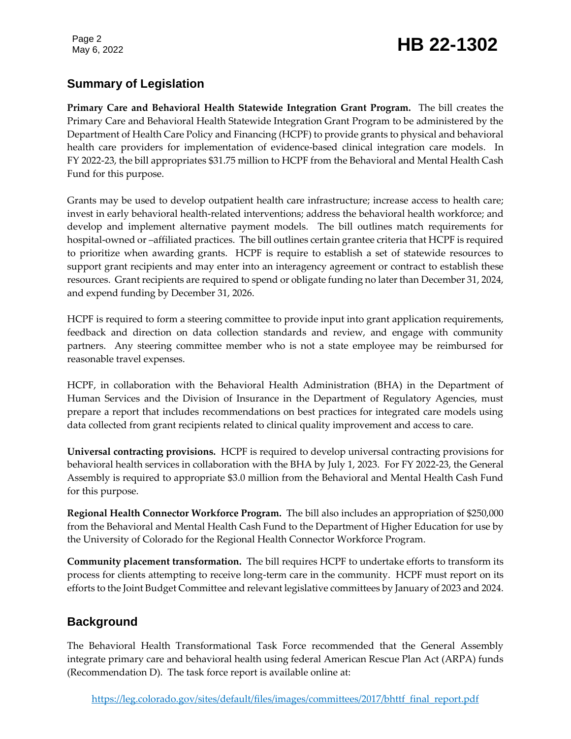## Summary of Legislation

**Primary Care and Behavioral Health Statewide Integration Grant Program.** The bill creates the Primary Care and Behavioral Health Statewide Integration Grant Program to be administered by the Department of Health Care Policy and Financing (HCPF) to provide grants to physical and behavioral health care providers for implementation of evidence-based clinical integration care models. In FY 2022-23, the bill appropriates $31.75 million to HCPF from the Behavioral and Mental Health Cash Fund for this purpose.

Grants may be used to develop outpatient health care infrastructure; increase access to health care; invest in early behavioral health-related interventions; address the behavioral health workforce; and develop and implement alternative payment models. The bill outlines match requirements for hospital-owned or –affiliated practices. The bill outlines certain grantee criteria that HCPF is required to prioritize when awarding grants. HCPF is require to establish a set of statewide resources to support grant recipients and may enter into an interagency agreement or contract to establish these resources. Grant recipients are required to spend or obligate funding no later than December 31, 2024, and expend funding by December 31, 2026.

HCPF is required to form a steering committee to provide input into grant application requirements, feedback and direction on data collection standards and review, and engage with community partners. Any steering committee member who is not a state employee may be reimbursed for reasonable travel expenses.

HCPF, in collaboration with the Behavioral Health Administration (BHA) in the Department of Human Services and the Division of Insurance in the Department of Regulatory Agencies, must prepare a report that includes recommendations on best practices for integrated care models using data collected from grant recipients related to clinical quality improvement and access to care.

**Universal contracting provisions.** HCPF is required to develop universal contracting provisions for behavioral health services in collaboration with the BHA by July 1, 2023. For FY 2022-23, the General Assembly is required to appropriate $3.0 million from the Behavioral and Mental Health Cash Fund for this purpose.

**Regional Health Connector Workforce Program.** The bill also includes an appropriation of $250,000 from the Behavioral and Mental Health Cash Fund to the Department of Higher Education for use by the University of Colorado for the Regional Health Connector Workforce Program.

**Community placement transformation.** The bill requires HCPF to undertake efforts to transform its process for clients attempting to receive long-term care in the community. HCPF must report on its efforts to the Joint Budget Committee and relevant legislative committees by January of 2023 and 2024.

## Background

The Behavioral Health Transformational Task Force recommended that the General Assembly integrate primary care and behavioral health using federal American Rescue Plan Act (ARPA) funds (Recommendation D). The task force report is available online at:

https://leg.colorado.gov/sites/default/files/images/committees/2017/bhttf_final_report.pdf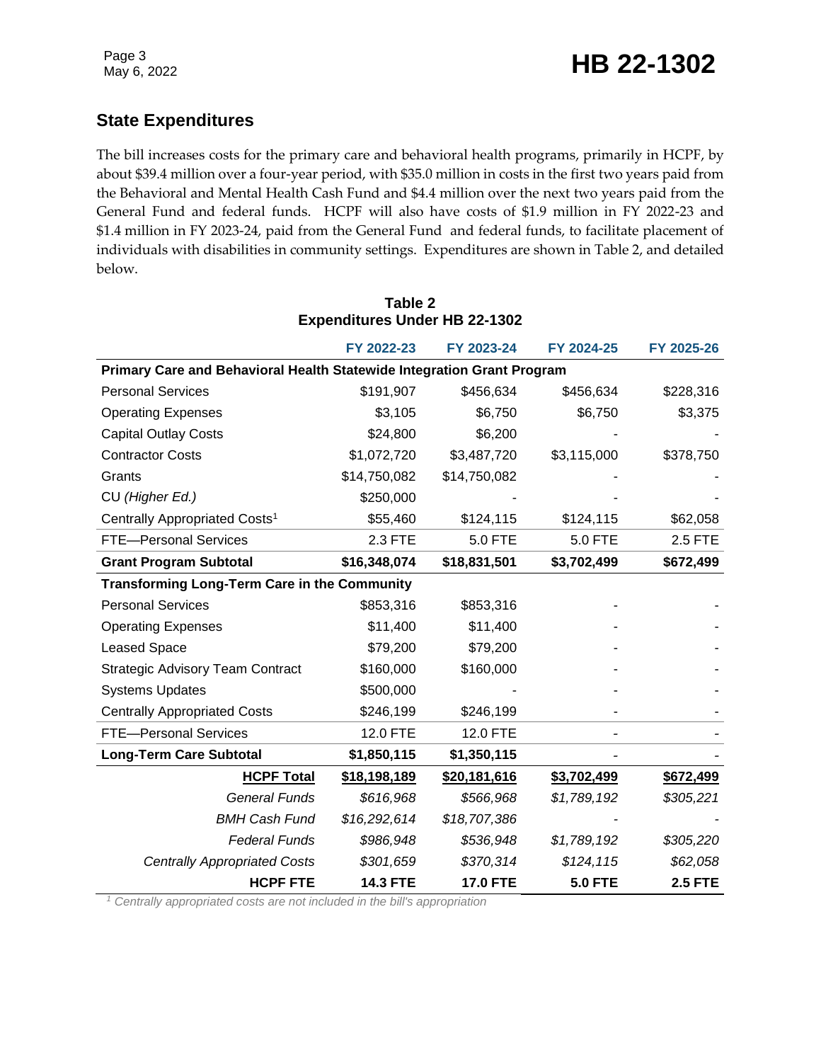## State Expenditures

The bill increases costs for the primary care and behavioral health programs, primarily in HCPF, by about $39.4 million over a four-year period, with $35.0 million in costs in the first two years paid from the Behavioral and Mental Health Cash Fund and $4.4 million over the next two years paid from the General Fund and federal funds. HCPF will also have costs of $1.9 million in FY 2022-23 and $1.4 million in FY 2023-24, paid from the General Fund and federal funds, to facilitate placement of individuals with disabilities in community settings. Expenditures are shown in Table 2, and detailed below.

**Table 2**
**Expenditures Under HB 22-1302**

| | FY 2022-23 | FY 2023-24 | FY 2024-25 | FY 2025-26 |
|---|---|---|---|---|
| **Primary Care and Behavioral Health Statewide Integration Grant Program** | | | | |
| Personal Services | $191,907 | $456,634 | $456,634 | $228,316 |
| Operating Expenses | $3,105 | $6,750 | $6,750 | $3,375 |
| Capital Outlay Costs | $24,800 | $6,200 | - | - |
| Contractor Costs | $1,072,720 | $3,487,720 | $3,115,000 | $378,750 |
| Grants | $14,750,082 | $14,750,082 | - | - |
| CU *(Higher Ed.)* | $250,000 | - | - | - |
| Centrally Appropriated Costs[1] | $55,460 | $124,115 | $124,115 | $62,058 |
| FTE—Personal Services | 2.3 FTE | 5.0 FTE | 5.0 FTE | 2.5 FTE |
| **Grant Program Subtotal** | **$16,348,074** | **$18,831,501** | **$3,702,499** | **$672,499** |
| **Transforming Long-Term Care in the Community** | | | | |
| Personal Services | $853,316 | $853,316 | - | - |
| Operating Expenses | $11,400 | $11,400 | - | - |
| Leased Space | $79,200 | $79,200 | - | - |
| Strategic Advisory Team Contract | $160,000 | $160,000 | - | - |
| Systems Updates | $500,000 | - | - | - |
| Centrally Appropriated Costs | $246,199 | $246,199 | - | - |
| FTE—Personal Services | 12.0 FTE | 12.0 FTE | - | - |
| **Long-Term Care Subtotal** | **$1,850,115** | **$1,350,115** | - | - |
| **HCPF Total** | **$18,198,189** | **$20,181,616** | **$3,702,499** | **$672,499** |
| *General Funds* | *$616,968* | *$566,968* | *$1,789,192* | *$305,221* |
| *BMH Cash Fund* | *$16,292,614* | *$18,707,386* | - | - |
| *Federal Funds* | *$986,948* | *$536,948* | *$1,789,192* | *$305,220* |
| *Centrally Appropriated Costs* | *$301,659* | *$370,314* | *$124,115* | *$62,058* |
| **HCPF FTE** | **14.3 FTE** | **17.0 FTE** | **5.0 FTE** | **2.5 FTE** |

[1] *Centrally appropriated costs are not included in the bill's appropriation*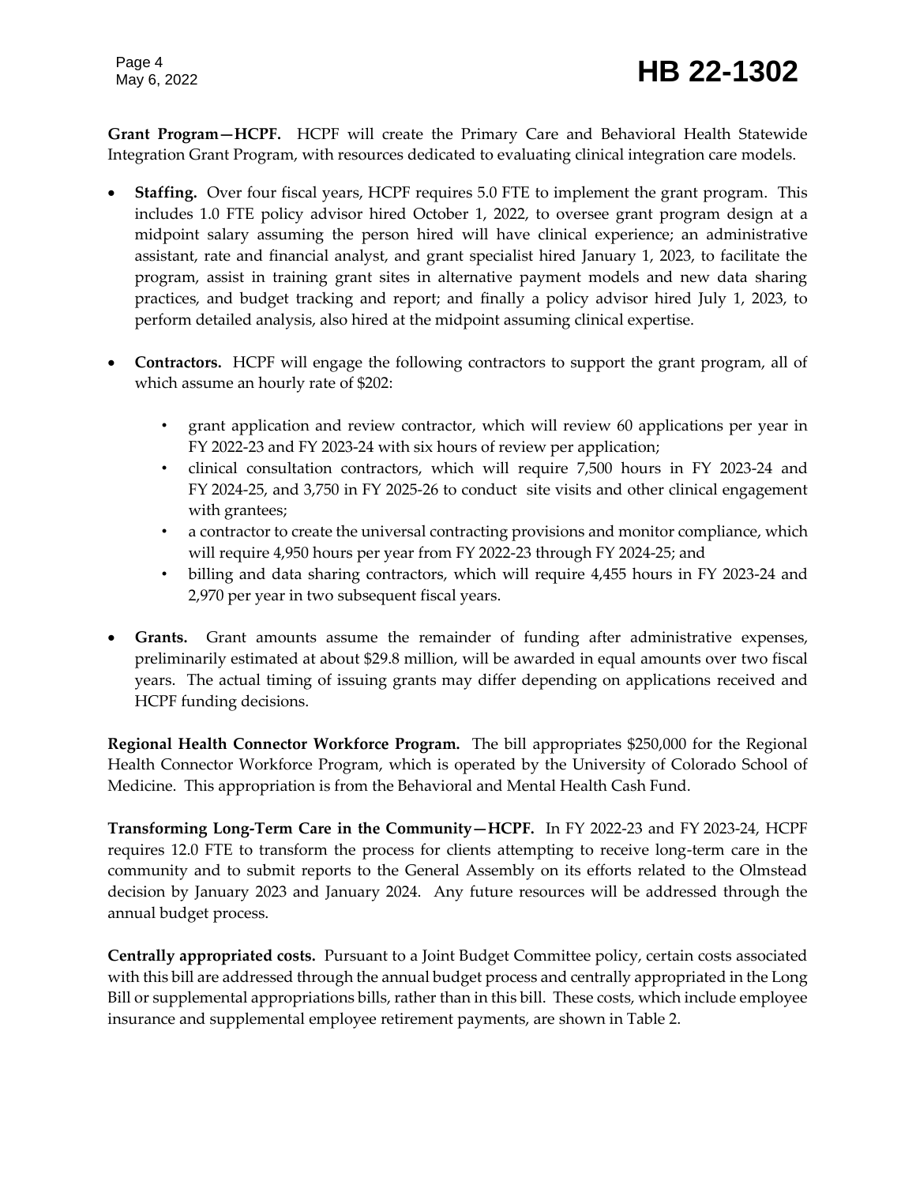**Grant Program—HCPF.** HCPF will create the Primary Care and Behavioral Health Statewide Integration Grant Program, with resources dedicated to evaluating clinical integration care models.

- **Staffing.** Over four fiscal years, HCPF requires 5.0 FTE to implement the grant program. This includes 1.0 FTE policy advisor hired October 1, 2022, to oversee grant program design at a midpoint salary assuming the person hired will have clinical experience; an administrative assistant, rate and financial analyst, and grant specialist hired January 1, 2023, to facilitate the program, assist in training grant sites in alternative payment models and new data sharing practices, and budget tracking and report; and finally a policy advisor hired July 1, 2023, to perform detailed analysis, also hired at the midpoint assuming clinical expertise.

- **Contractors.** HCPF will engage the following contractors to support the grant program, all of which assume an hourly rate of $202:
  - grant application and review contractor, which will review 60 applications per year in FY 2022-23 and FY 2023-24 with six hours of review per application;
  - clinical consultation contractors, which will require 7,500 hours in FY 2023-24 and FY 2024-25, and 3,750 in FY 2025-26 to conduct site visits and other clinical engagement with grantees;
  - a contractor to create the universal contracting provisions and monitor compliance, which will require 4,950 hours per year from FY 2022-23 through FY 2024-25; and
  - billing and data sharing contractors, which will require 4,455 hours in FY 2023-24 and 2,970 per year in two subsequent fiscal years.

- **Grants.** Grant amounts assume the remainder of funding after administrative expenses, preliminarily estimated at about $29.8 million, will be awarded in equal amounts over two fiscal years. The actual timing of issuing grants may differ depending on applications received and HCPF funding decisions.

**Regional Health Connector Workforce Program.** The bill appropriates $250,000 for the Regional Health Connector Workforce Program, which is operated by the University of Colorado School of Medicine. This appropriation is from the Behavioral and Mental Health Cash Fund.

**Transforming Long-Term Care in the Community—HCPF.** In FY 2022-23 and FY 2023-24, HCPF requires 12.0 FTE to transform the process for clients attempting to receive long-term care in the community and to submit reports to the General Assembly on its efforts related to the Olmstead decision by January 2023 and January 2024. Any future resources will be addressed through the annual budget process.

**Centrally appropriated costs.** Pursuant to a Joint Budget Committee policy, certain costs associated with this bill are addressed through the annual budget process and centrally appropriated in the Long Bill or supplemental appropriations bills, rather than in this bill. These costs, which include employee insurance and supplemental employee retirement payments, are shown in Table 2.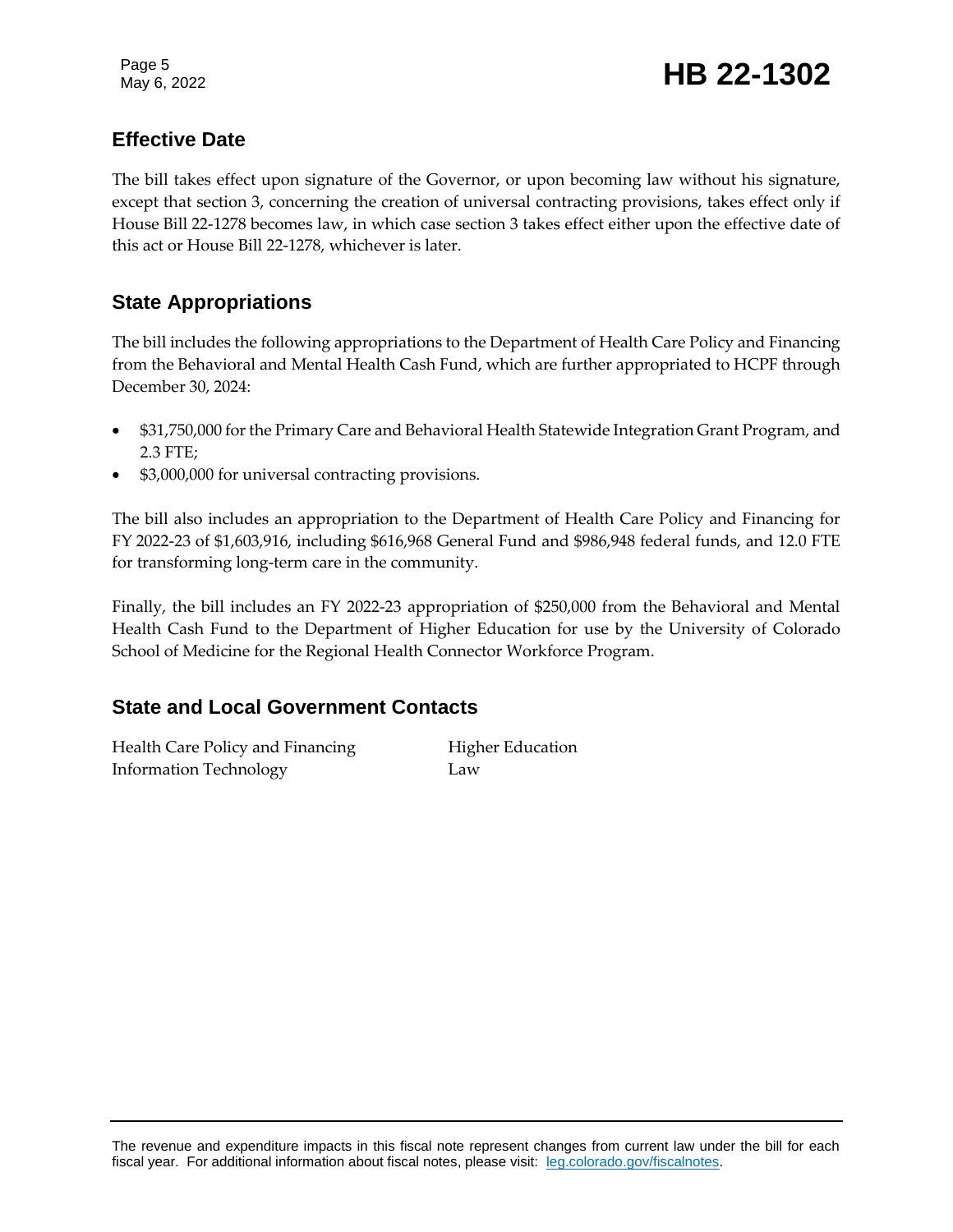## Effective Date

The bill takes effect upon signature of the Governor, or upon becoming law without his signature, except that section 3, concerning the creation of universal contracting provisions, takes effect only if House Bill 22-1278 becomes law, in which case section 3 takes effect either upon the effective date of this act or House Bill 22-1278, whichever is later.

## State Appropriations

The bill includes the following appropriations to the Department of Health Care Policy and Financing from the Behavioral and Mental Health Cash Fund, which are further appropriated to HCPF through December 30, 2024:

- $31,750,000 for the Primary Care and Behavioral Health Statewide Integration Grant Program, and 2.3 FTE;
- $3,000,000 for universal contracting provisions.

The bill also includes an appropriation to the Department of Health Care Policy and Financing for FY 2022-23 of $1,603,916, including $616,968 General Fund and $986,948 federal funds, and 12.0 FTE for transforming long-term care in the community.

Finally, the bill includes an FY 2022-23 appropriation of $250,000 from the Behavioral and Mental Health Cash Fund to the Department of Higher Education for use by the University of Colorado School of Medicine for the Regional Health Connector Workforce Program.

## State and Local Government Contacts

Health Care Policy and Financing
Higher Education
Information Technology
Law

The revenue and expenditure impacts in this fiscal note represent changes from current law under the bill for each fiscal year. For additional information about fiscal notes, please visit: leg.colorado.gov/fiscalnotes.